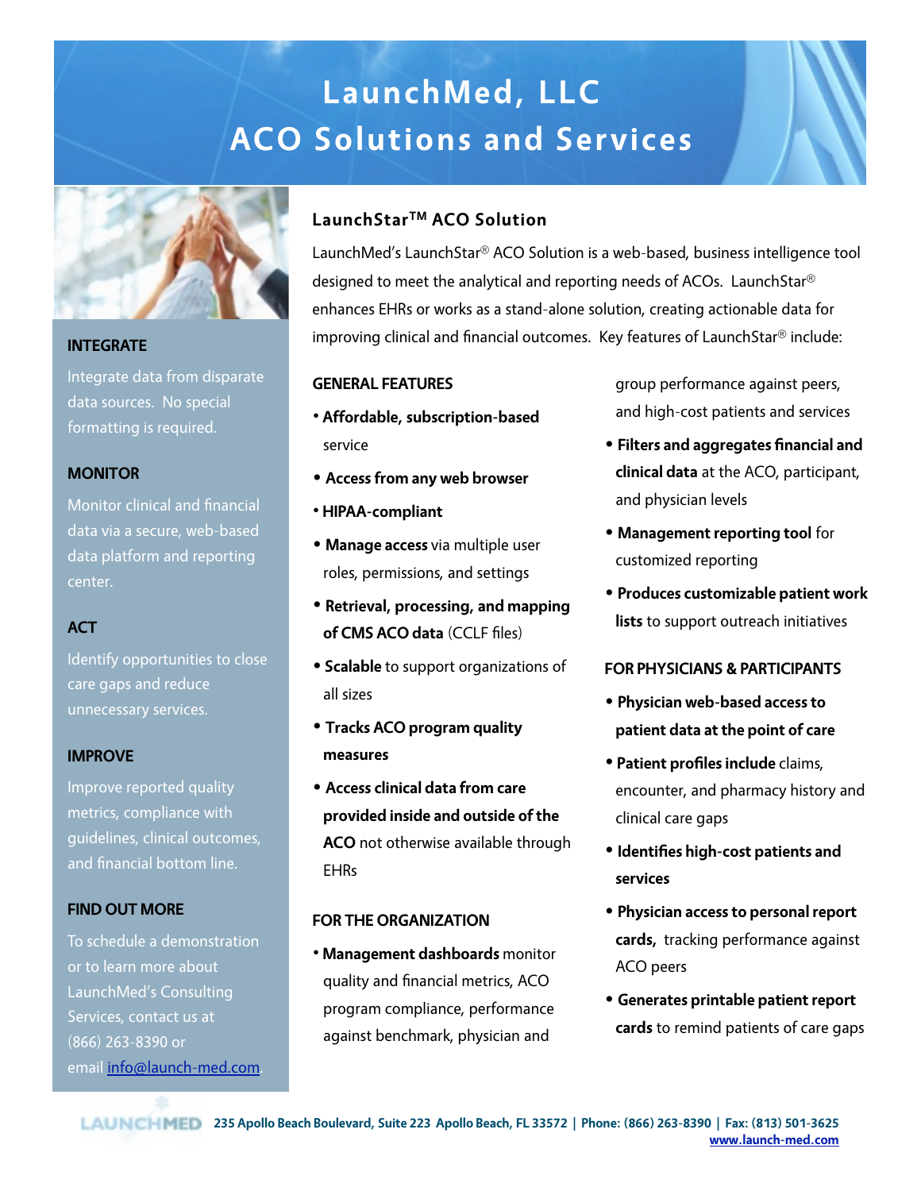# LaunchMed, LLC
# ACO Solutions and Services

## INTEGRATE

Integrate data from disparate data sources. No special formatting is required.

## MONITOR

Monitor clinical and financial data via a secure, web-based data platform and reporting center.

## ACT

Identify opportunities to close care gaps and reduce unnecessary services.

## IMPROVE

Improve reported quality metrics, compliance with guidelines, clinical outcomes, and financial bottom line.

## FIND OUT MORE

To schedule a demonstration or to learn more about LaunchMed's Consulting Services, contact us at (866) 263-8390 or email info@launch-med.com.

## LaunchStar™ ACO Solution

LaunchMed's LaunchStar® ACO Solution is a web-based, business intelligence tool designed to meet the analytical and reporting needs of ACOs. LaunchStar® enhances EHRs or works as a stand-alone solution, creating actionable data for improving clinical and financial outcomes. Key features of LaunchStar® include:

### GENERAL FEATURES

- **Affordable, subscription-based** service
- **Access from any web browser**
- **HIPAA-compliant**
- **Manage access** via multiple user roles, permissions, and settings
- **Retrieval, processing, and mapping of CMS ACO data** (CCLF files)
- **Scalable** to support organizations of all sizes
- **Tracks ACO program quality measures**
- **Access clinical data from care provided inside and outside of the ACO** not otherwise available through EHRs

### FOR THE ORGANIZATION

- **Management dashboards** monitor quality and financial metrics, ACO program compliance, performance against benchmark, physician and group performance against peers, and high-cost patients and services
- **Filters and aggregates financial and clinical data** at the ACO, participant, and physician levels
- **Management reporting tool** for customized reporting
- **Produces customizable patient work lists** to support outreach initiatives

### FOR PHYSICIANS & PARTICIPANTS

- **Physician web-based access to patient data at the point of care**
- **Patient profiles include** claims, encounter, and pharmacy history and clinical care gaps
- **Identifies high-cost patients and services**
- **Physician access to personal report cards,** tracking performance against ACO peers
- **Generates printable patient report cards** to remind patients of care gaps

LAUNCHMED 235 Apollo Beach Boulevard, Suite 223 Apollo Beach, FL 33572 | Phone: (866) 263-8390 | Fax: (813) 501-3625
www.launch-med.com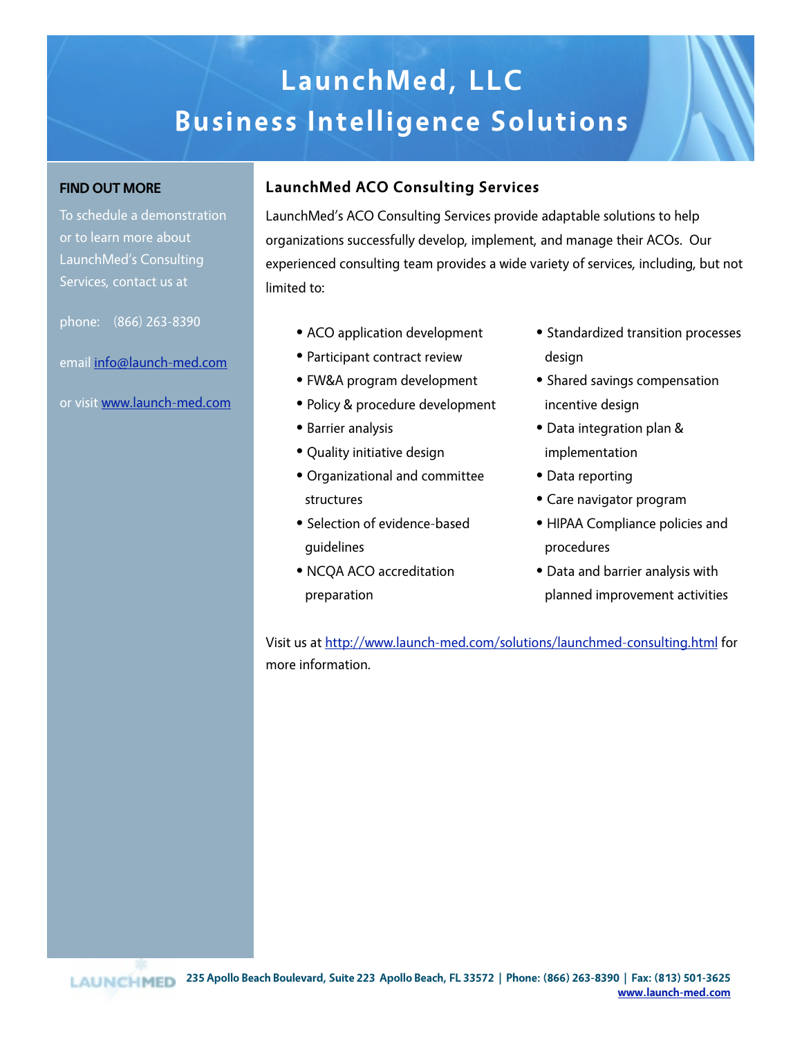# LaunchMed, LLC
# Business Intelligence Solutions

## FIND OUT MORE

To schedule a demonstration or to learn more about LaunchMed's Consulting Services, contact us at

phone: (866) 263-8390

email info@launch-med.com

or visit www.launch-med.com

## LaunchMed ACO Consulting Services

LaunchMed's ACO Consulting Services provide adaptable solutions to help organizations successfully develop, implement, and manage their ACOs. Our experienced consulting team provides a wide variety of services, including, but not limited to:

- ACO application development
- Participant contract review
- FW&A program development
- Policy & procedure development
- Barrier analysis
- Quality initiative design
- Organizational and committee structures
- Selection of evidence-based guidelines
- NCQA ACO accreditation preparation
- Standardized transition processes design
- Shared savings compensation incentive design
- Data integration plan & implementation
- Data reporting
- Care navigator program
- HIPAA Compliance policies and procedures
- Data and barrier analysis with planned improvement activities

Visit us at http://www.launch-med.com/solutions/launchmed-consulting.html for more information.

LAUNCHMED 235 Apollo Beach Boulevard, Suite 223 Apollo Beach, FL 33572 | Phone: (866) 263-8390 | Fax: (813) 501-3625
www.launch-med.com